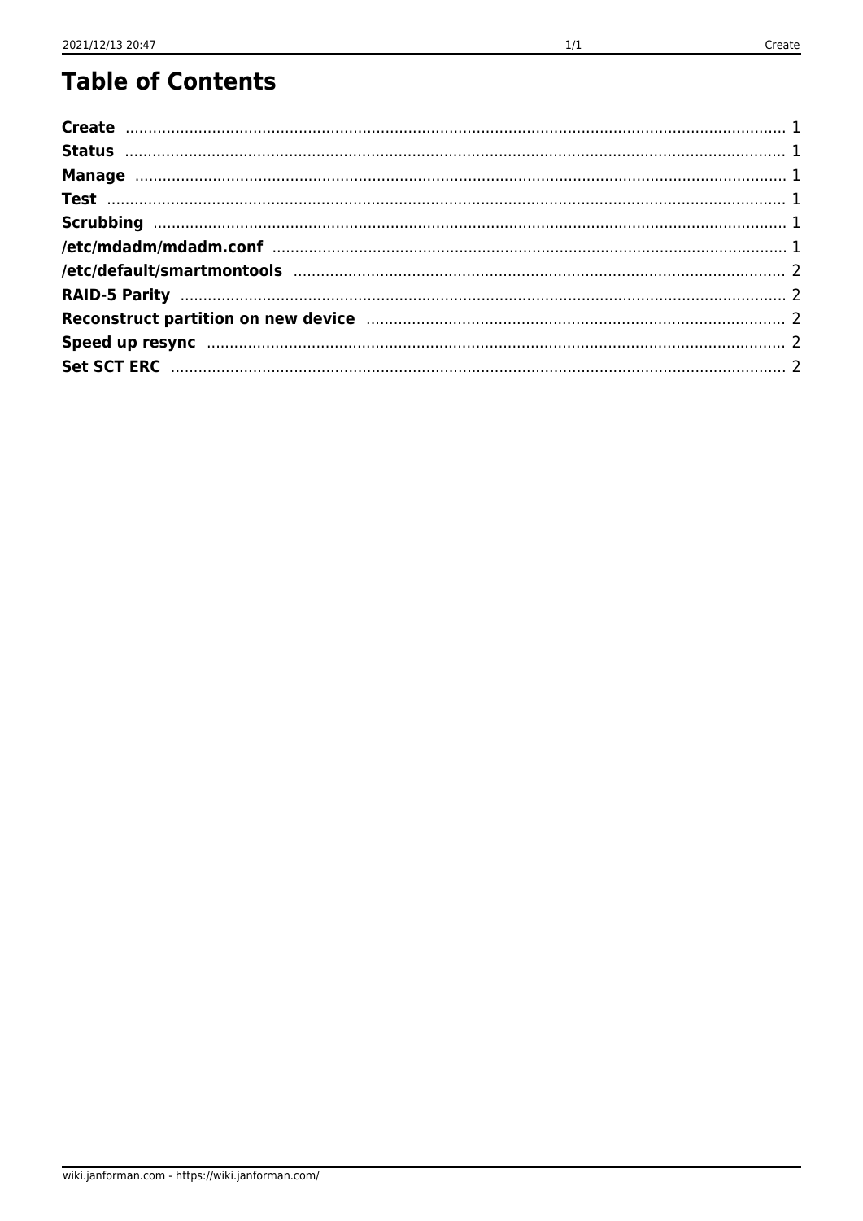# Table of Contents

**Create** ........ 1
**Status** ........ 1
**Manage** ........ 1
**Test** ........ 1
**Scrubbing** ........ 1
**/etc/mdadm/mdadm.conf** ........ 1
**/etc/default/smartmontools** ........ 2
**RAID-5 Parity** ........ 2
**Reconstruct partition on new device** ........ 2
**Speed up resync** ........ 2
**Set SCT ERC** ........ 2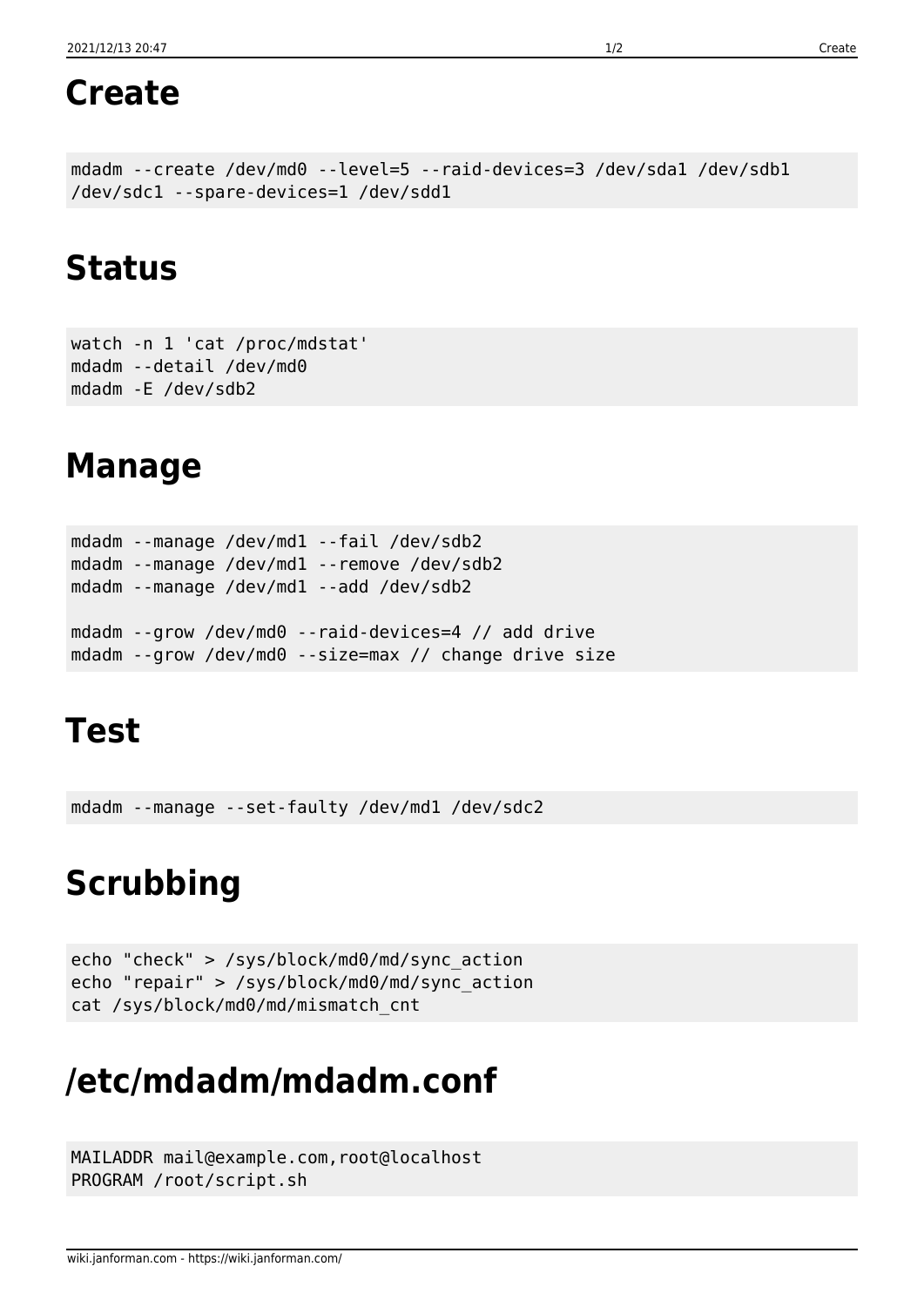# Create

```
mdadm --create /dev/md0 --level=5 --raid-devices=3 /dev/sda1 /dev/sdb1
/dev/sdc1 --spare-devices=1 /dev/sdd1
```

# Status

```
watch -n 1 'cat /proc/mdstat'
mdadm --detail /dev/md0
mdadm -E /dev/sdb2
```

# Manage

```
mdadm --manage /dev/md1 --fail /dev/sdb2
mdadm --manage /dev/md1 --remove /dev/sdb2
mdadm --manage /dev/md1 --add /dev/sdb2

mdadm --grow /dev/md0 --raid-devices=4 // add drive
mdadm --grow /dev/md0 --size=max // change drive size
```

# Test

```
mdadm --manage --set-faulty /dev/md1 /dev/sdc2
```

# Scrubbing

```
echo "check" > /sys/block/md0/md/sync_action
echo "repair" > /sys/block/md0/md/sync_action
cat /sys/block/md0/md/mismatch_cnt
```

# /etc/mdadm/mdadm.conf

```
MAILADDR mail@example.com,root@localhost
PROGRAM /root/script.sh
```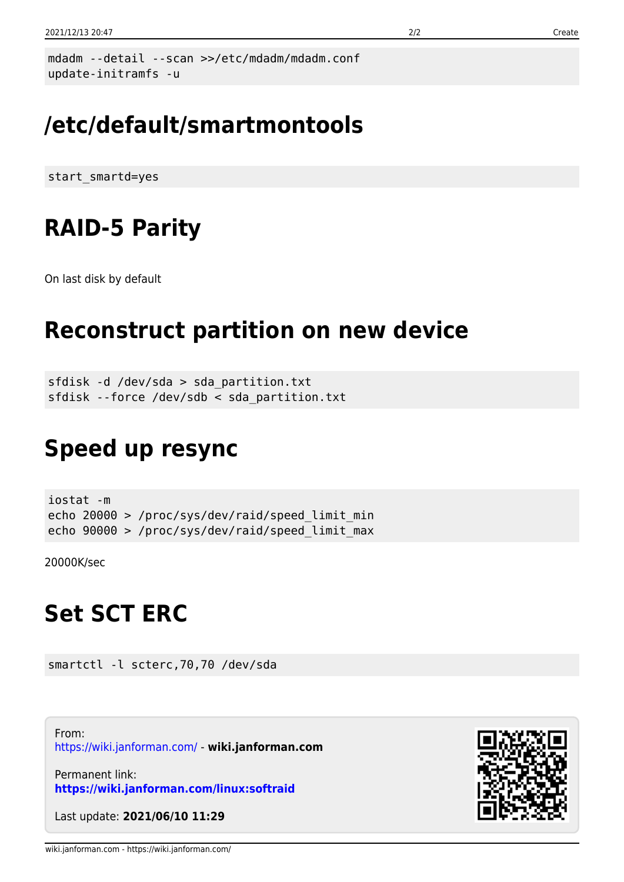```
mdadm --detail --scan >>/etc/mdadm/mdadm.conf
update-initramfs -u
```

# /etc/default/smartmontools

```
start_smartd=yes
```

# RAID-5 Parity

On last disk by default

# Reconstruct partition on new device

```
sfdisk -d /dev/sda > sda_partition.txt
sfdisk --force /dev/sdb < sda_partition.txt
```

# Speed up resync

```
iostat -m
echo 20000 > /proc/sys/dev/raid/speed_limit_min
echo 90000 > /proc/sys/dev/raid/speed_limit_max
```

20000K/sec

# Set SCT ERC

```
smartctl -l scterc,70,70 /dev/sda
```

From:
https://wiki.janforman.com/ - **wiki.janforman.com**

Permanent link:
**https://wiki.janforman.com/linux:softraid**

Last update: **2021/06/10 11:29**